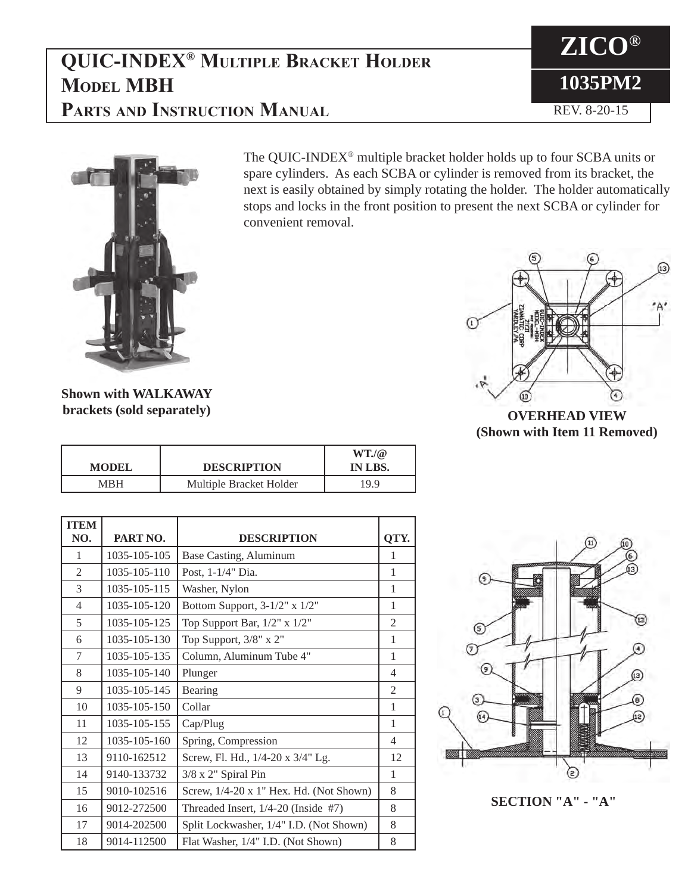# QUIC-INDEX® Multiple Bracket Holder Model MBH Parts and Instruction Manual

**ZICO®**

**1035PM2**

REV. 8-20-15

The QUIC-INDEX® multiple bracket holder holds up to four SCBA units or spare cylinders. As each SCBA or cylinder is removed from its bracket, the next is easily obtained by simply rotating the holder. The holder automatically stops and locks in the front position to present the next SCBA or cylinder for convenient removal.

**Shown with WALKAWAY brackets (sold separately)**

**OVERHEAD VIEW (Shown with Item 11 Removed)**

| MODEL | DESCRIPTION | WT./@ IN LBS. |
|---|---|---|
| MBH | Multiple Bracket Holder | 19.9 |

| ITEM NO. | PART NO. | DESCRIPTION | QTY. |
|---|---|---|---|
| 1 | 1035-105-105 | Base Casting, Aluminum | 1 |
| 2 | 1035-105-110 | Post, 1-1/4" Dia. | 1 |
| 3 | 1035-105-115 | Washer, Nylon | 1 |
| 4 | 1035-105-120 | Bottom Support, 3-1/2" x 1/2" | 1 |
| 5 | 1035-105-125 | Top Support Bar, 1/2" x 1/2" | 2 |
| 6 | 1035-105-130 | Top Support, 3/8" x 2" | 1 |
| 7 | 1035-105-135 | Column, Aluminum Tube 4" | 1 |
| 8 | 1035-105-140 | Plunger | 4 |
| 9 | 1035-105-145 | Bearing | 2 |
| 10 | 1035-105-150 | Collar | 1 |
| 11 | 1035-105-155 | Cap/Plug | 1 |
| 12 | 1035-105-160 | Spring, Compression | 4 |
| 13 | 9110-162512 | Screw, Fl. Hd., 1/4-20 x 3/4" Lg. | 12 |
| 14 | 9140-133732 | 3/8 x 2" Spiral Pin | 1 |
| 15 | 9010-102516 | Screw, 1/4-20 x 1" Hex. Hd. (Not Shown) | 8 |
| 16 | 9012-272500 | Threaded Insert, 1/4-20 (Inside #7) | 8 |
| 17 | 9014-202500 | Split Lockwasher, 1/4" I.D. (Not Shown) | 8 |
| 18 | 9014-112500 | Flat Washer, 1/4" I.D. (Not Shown) | 8 |

**SECTION "A" - "A"**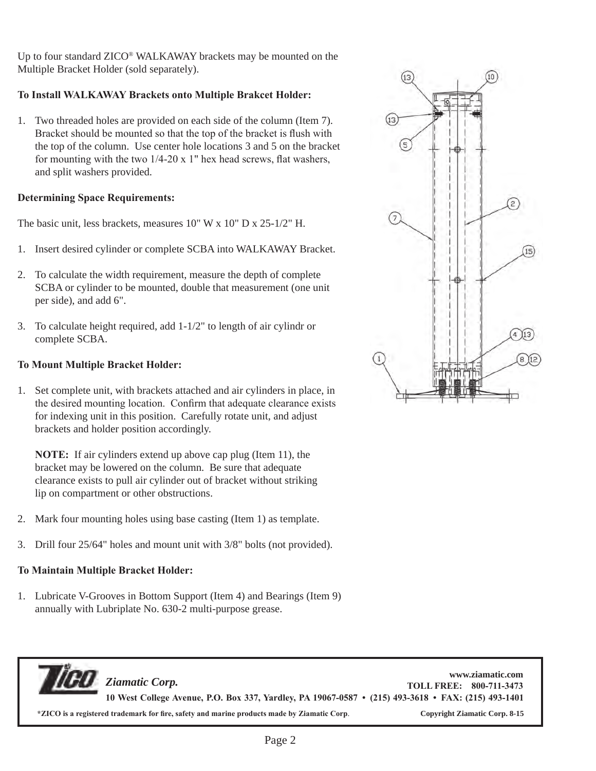Up to four standard ZICO® WALKAWAY brackets may be mounted on the Multiple Bracket Holder (sold separately).

**To Install WALKAWAY Brackets onto Multiple Brakcet Holder:**

1. Two threaded holes are provided on each side of the column (Item 7). Bracket should be mounted so that the top of the bracket is flush with the top of the column. Use center hole locations 3 and 5 on the bracket for mounting with the two 1/4-20 x 1" hex head screws, flat washers, and split washers provided.

**Determining Space Requirements:**

The basic unit, less brackets, measures 10" W x 10" D x 25-1/2" H.

1. Insert desired cylinder or complete SCBA into WALKAWAY Bracket.
2. To calculate the width requirement, measure the depth of complete SCBA or cylinder to be mounted, double that measurement (one unit per side), and add 6".
3. To calculate height required, add 1-1/2" to length of air cylindr or complete SCBA.

**To Mount Multiple Bracket Holder:**

1. Set complete unit, with brackets attached and air cylinders in place, in the desired mounting location. Confirm that adequate clearance exists for indexing unit in this position. Carefully rotate unit, and adjust brackets and holder position accordingly.

   **NOTE:** If air cylinders extend up above cap plug (Item 11), the bracket may be lowered on the column. Be sure that adequate clearance exists to pull air cylinder out of bracket without striking lip on compartment or other obstructions.

2. Mark four mounting holes using base casting (Item 1) as template.
3. Drill four 25/64" holes and mount unit with 3/8" bolts (not provided).

**To Maintain Multiple Bracket Holder:**

1. Lubricate V-Grooves in Bottom Support (Item 4) and Bearings (Item 9) annually with Lubriplate No. 630-2 multi-purpose grease.

13
10
13
5
2
7
15
4 13
1
8 12

*Ziamatic Corp.*

**www.ziamatic.com**
**TOLL FREE: 800-711-3473**
**10 West College Avenue, P.O. Box 337, Yardley, PA 19067-0587 • (215) 493-3618 • FAX: (215) 493-1401**

**\*ZICO is a registered trademark for fire, safety and marine products made by Ziamatic Corp.** **Copyright Ziamatic Corp. 8-15**